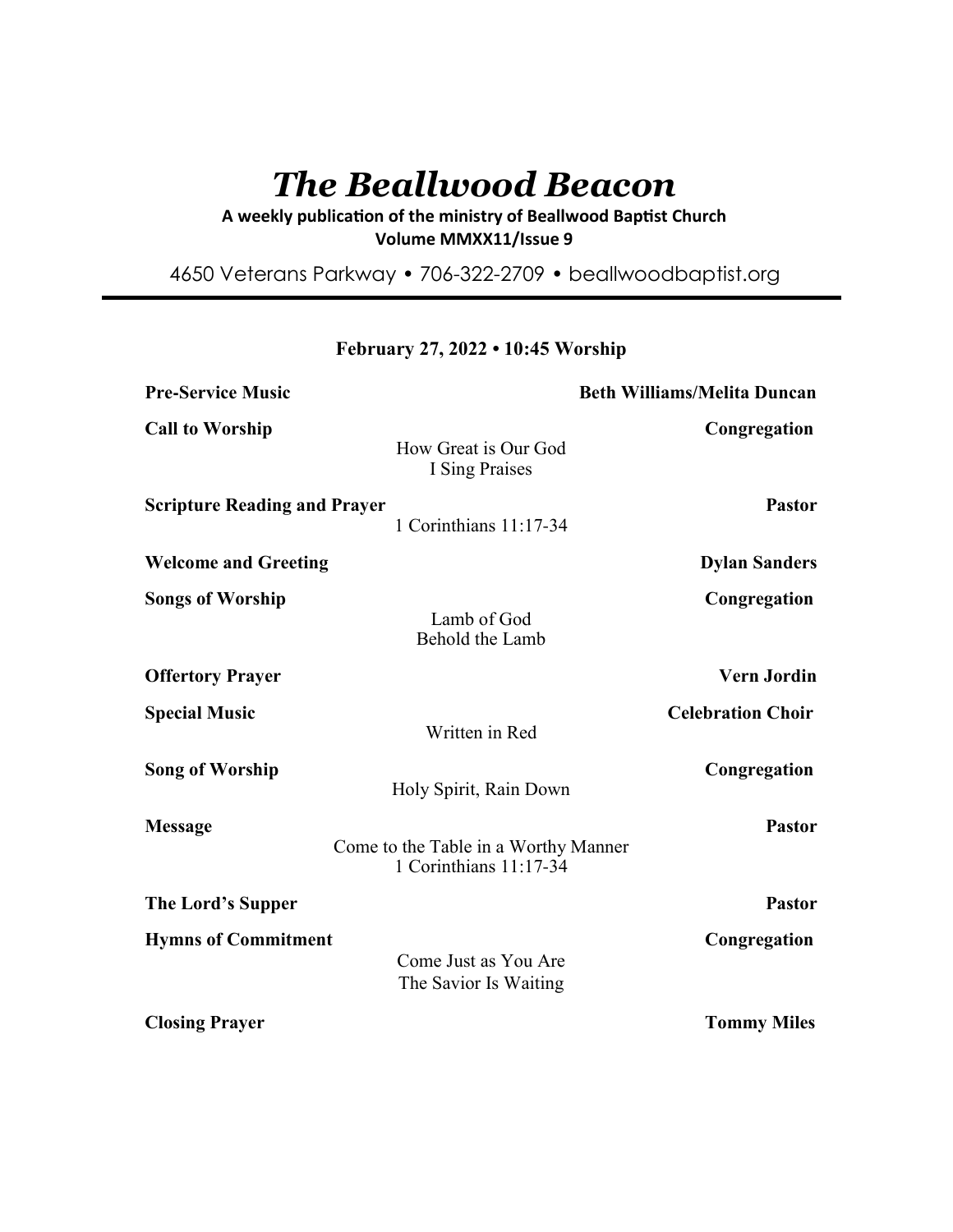# *The Beallwood Beacon*

**A weekly publication of the ministry of Beallwood Baptist Church**
**Volume MMXX11/Issue 9**

4650 Veterans Parkway • 706-322-2709 • beallwoodbaptist.org

---

**February 27, 2022 • 10:45 Worship**

**Pre-Service Music** — **Beth Williams/Melita Duncan**

**Call to Worship** — **Congregation**
How Great is Our God
I Sing Praises

**Scripture Reading and Prayer** — **Pastor**
1 Corinthians 11:17-34

**Welcome and Greeting** — **Dylan Sanders**

**Songs of Worship** — **Congregation**
Lamb of God
Behold the Lamb

**Offertory Prayer** — **Vern Jordin**

**Special Music** — **Celebration Choir**
Written in Red

**Song of Worship** — **Congregation**
Holy Spirit, Rain Down

**Message** — **Pastor**
Come to the Table in a Worthy Manner
1 Corinthians 11:17-34

**The Lord's Supper** — **Pastor**

**Hymns of Commitment** — **Congregation**
Come Just as You Are
The Savior Is Waiting

**Closing Prayer** — **Tommy Miles**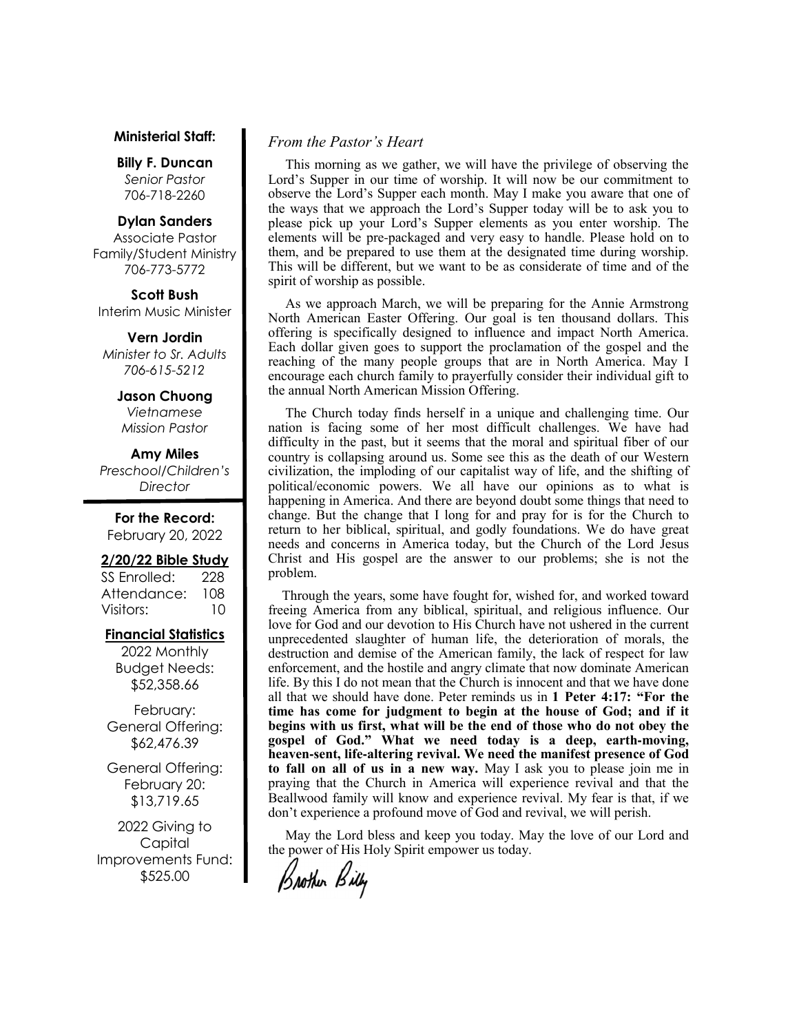**Ministerial Staff:**

**Billy F. Duncan**
*Senior Pastor*
706-718-2260

**Dylan Sanders**
Associate Pastor
Family/Student Ministry
706-773-5772

**Scott Bush**
Interim Music Minister

**Vern Jordin**
*Minister to Sr. Adults*
*706-615-5212*

**Jason Chuong**
*Vietnamese*
*Mission Pastor*

**Amy Miles**
*Preschool/Children's*
*Director*

**For the Record:**
February 20, 2022

**2/20/22 Bible Study**

| | |
|---|---|
| SS Enrolled: | 228 |
| Attendance: | 108 |
| Visitors: | 10 |

**Financial Statistics**

2022 Monthly Budget Needs: $52,358.66

February: General Offering: $62,476.39

General Offering: February 20: $13,719.65

2022 Giving to Capital Improvements Fund: $525.00

*From the Pastor's Heart*

This morning as we gather, we will have the privilege of observing the Lord's Supper in our time of worship. It will now be our commitment to observe the Lord's Supper each month. May I make you aware that one of the ways that we approach the Lord's Supper today will be to ask you to please pick up your Lord's Supper elements as you enter worship. The elements will be pre-packaged and very easy to handle. Please hold on to them, and be prepared to use them at the designated time during worship. This will be different, but we want to be as considerate of time and of the spirit of worship as possible.

As we approach March, we will be preparing for the Annie Armstrong North American Easter Offering. Our goal is ten thousand dollars. This offering is specifically designed to influence and impact North America. Each dollar given goes to support the proclamation of the gospel and the reaching of the many people groups that are in North America. May I encourage each church family to prayerfully consider their individual gift to the annual North American Mission Offering.

The Church today finds herself in a unique and challenging time. Our nation is facing some of her most difficult challenges. We have had difficulty in the past, but it seems that the moral and spiritual fiber of our country is collapsing around us. Some see this as the death of our Western civilization, the imploding of our capitalist way of life, and the shifting of political/economic powers. We all have our opinions as to what is happening in America. And there are beyond doubt some things that need to change. But the change that I long for and pray for is for the Church to return to her biblical, spiritual, and godly foundations. We do have great needs and concerns in America today, but the Church of the Lord Jesus Christ and His gospel are the answer to our problems; she is not the problem.

Through the years, some have fought for, wished for, and worked toward freeing America from any biblical, spiritual, and religious influence. Our love for God and our devotion to His Church have not ushered in the current unprecedented slaughter of human life, the deterioration of morals, the destruction and demise of the American family, the lack of respect for law enforcement, and the hostile and angry climate that now dominate American life. By this I do not mean that the Church is innocent and that we have done all that we should have done. Peter reminds us in **1 Peter 4:17: "For the time has come for judgment to begin at the house of God; and if it begins with us first, what will be the end of those who do not obey the gospel of God." What we need today is a deep, earth-moving, heaven-sent, life-altering revival. We need the manifest presence of God to fall on all of us in a new way.** May I ask you to please join me in praying that the Church in America will experience revival and that the Beallwood family will know and experience revival. My fear is that, if we don't experience a profound move of God and revival, we will perish.

May the Lord bless and keep you today. May the love of our Lord and the power of His Holy Spirit empower us today.

*Brother Billy*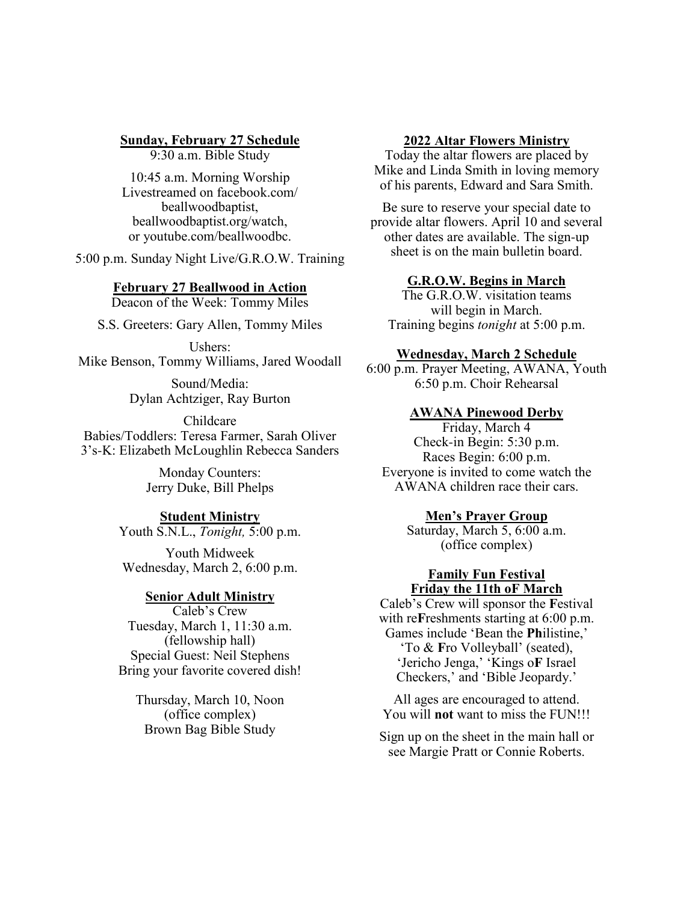**Sunday, February 27 Schedule**

9:30 a.m. Bible Study

10:45 a.m. Morning Worship
Livestreamed on facebook.com/beallwoodbaptist, beallwoodbaptist.org/watch, or youtube.com/beallwoodbc.

5:00 p.m. Sunday Night Live/G.R.O.W. Training

**February 27 Beallwood in Action**

Deacon of the Week: Tommy Miles

S.S. Greeters: Gary Allen, Tommy Miles

Ushers:
Mike Benson, Tommy Williams, Jared Woodall

Sound/Media:
Dylan Achtziger, Ray Burton

Childcare
Babies/Toddlers: Teresa Farmer, Sarah Oliver
3's-K: Elizabeth McLoughlin Rebecca Sanders

Monday Counters:
Jerry Duke, Bill Phelps

**Student Ministry**

Youth S.N.L., *Tonight,* 5:00 p.m.

Youth Midweek
Wednesday, March 2, 6:00 p.m.

**Senior Adult Ministry**

Caleb's Crew
Tuesday, March 1, 11:30 a.m.
(fellowship hall)
Special Guest: Neil Stephens
Bring your favorite covered dish!

Thursday, March 10, Noon
(office complex)
Brown Bag Bible Study

**2022 Altar Flowers Ministry**

Today the altar flowers are placed by Mike and Linda Smith in loving memory of his parents, Edward and Sara Smith.

Be sure to reserve your special date to provide altar flowers. April 10 and several other dates are available. The sign-up sheet is on the main bulletin board.

**G.R.O.W. Begins in March**

The G.R.O.W. visitation teams will begin in March.
Training begins *tonight* at 5:00 p.m.

**Wednesday, March 2 Schedule**

6:00 p.m. Prayer Meeting, AWANA, Youth
6:50 p.m. Choir Rehearsal

**AWANA Pinewood Derby**

Friday, March 4
Check-in Begin: 5:30 p.m.
Races Begin: 6:00 p.m.
Everyone is invited to come watch the AWANA children race their cars.

**Men's Prayer Group**

Saturday, March 5, 6:00 a.m.
(office complex)

**Family Fun Festival**
**Friday the 11th oF March**

Caleb's Crew will sponsor the **F**estival with re**F**reshments starting at 6:00 p.m. Games include 'Bean the **Ph**ilistine,' 'To & **F**ro Volleyball' (seated), 'Jericho Jenga,' 'Kings o**F** Israel Checkers,' and 'Bible Jeopardy.'

All ages are encouraged to attend.
You will **not** want to miss the FUN!!!

Sign up on the sheet in the main hall or see Margie Pratt or Connie Roberts.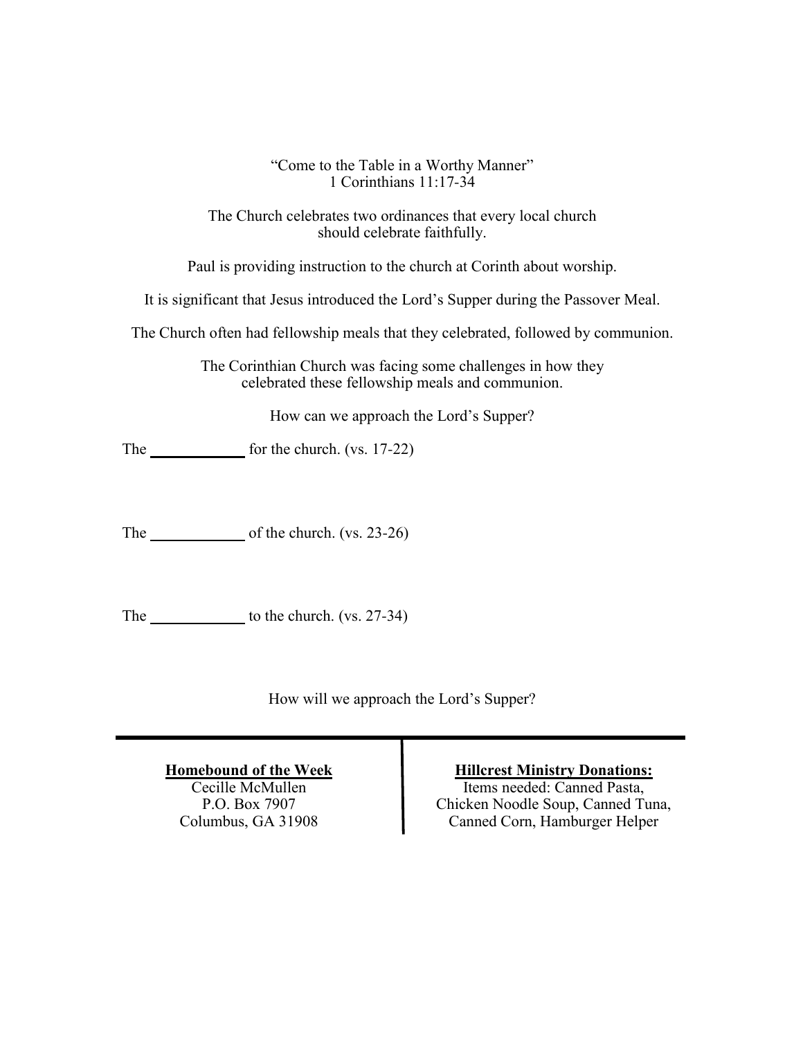"Come to the Table in a Worthy Manner"
1 Corinthians 11:17-34

The Church celebrates two ordinances that every local church should celebrate faithfully.

Paul is providing instruction to the church at Corinth about worship.

It is significant that Jesus introduced the Lord's Supper during the Passover Meal.

The Church often had fellowship meals that they celebrated, followed by communion.

The Corinthian Church was facing some challenges in how they celebrated these fellowship meals and communion.

How can we approach the Lord's Supper?

The ____________ for the church. (vs. 17-22)

The ____________ of the church. (vs. 23-26)

The ____________ to the church. (vs. 27-34)

How will we approach the Lord's Supper?

---

**Homebound of the Week**
Cecille McMullen
P.O. Box 7907
Columbus, GA 31908

**Hillcrest Ministry Donations:**
Items needed: Canned Pasta, Chicken Noodle Soup, Canned Tuna, Canned Corn, Hamburger Helper